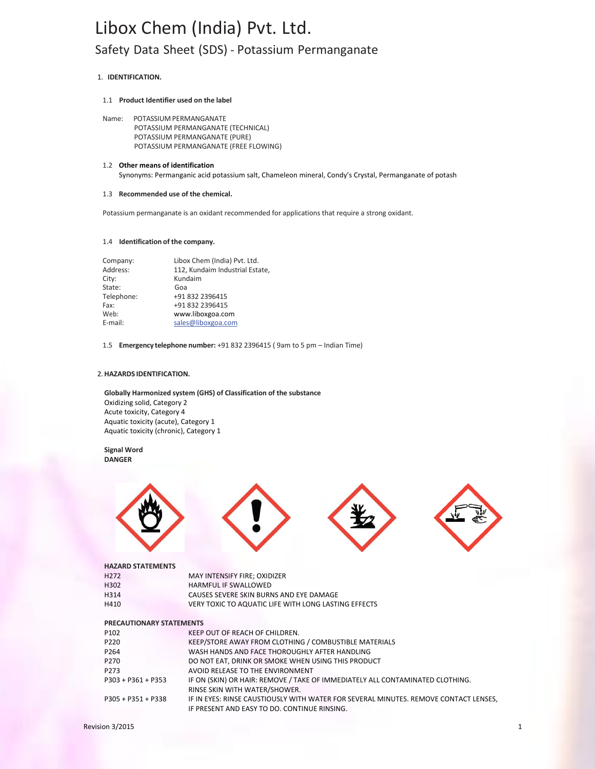# Libox Chem (India) Pvt. Ltd.

## Safety Data Sheet (SDS) - Potassium Permanganate

### 1. IDENTIFICATION.

#### 1.1 Product Identifier used on the label

Name: POTASSIUM PERMANGANATE
POTASSIUM PERMANGANATE (TECHNICAL)
POTASSIUM PERMANGANATE (PURE)
POTASSIUM PERMANGANATE (FREE FLOWING)

#### 1.2 Other means of identification

Synonyms: Permanganic acid potassium salt, Chameleon mineral, Condy's Crystal, Permanganate of potash

#### 1.3 Recommended use of the chemical.

Potassium permanganate is an oxidant recommended for applications that require a strong oxidant.

#### 1.4 Identification of the company.

| | |
|---|---|
| Company: | Libox Chem (India) Pvt. Ltd. |
| Address: | 112, Kundaim Industrial Estate, |
| City: | Kundaim |
| State: | Goa |
| Telephone: | +91 832 2396415 |
| Fax: | +91 832 2396415 |
| Web: | www.liboxgoa.com |
| E-mail: | sales@liboxgoa.com |

#### 1.5 Emergency telephone number: +91 832 2396415 ( 9am to 5 pm – Indian Time)

### 2. HAZARDS IDENTIFICATION.

**Globally Harmonized system (GHS) of Classification of the substance**
Oxidizing solid, Category 2
Acute toxicity, Category 4
Aquatic toxicity (acute), Category 1
Aquatic toxicity (chronic), Category 1

**Signal Word**
**DANGER**

**HAZARD STATEMENTS**

| | |
|---|---|
| H272 | MAY INTENSIFY FIRE; OXIDIZER |
| H302 | HARMFUL IF SWALLOWED |
| H314 | CAUSES SEVERE SKIN BURNS AND EYE DAMAGE |
| H410 | VERY TOXIC TO AQUATIC LIFE WITH LONG LASTING EFFECTS |

**PRECAUTIONARY STATEMENTS**

| | |
|---|---|
| P102 | KEEP OUT OF REACH OF CHILDREN. |
| P220 | KEEP/STORE AWAY FROM CLOTHING / COMBUSTIBLE MATERIALS |
| P264 | WASH HANDS AND FACE THOROUGHLY AFTER HANDLING |
| P270 | DO NOT EAT, DRINK OR SMOKE WHEN USING THIS PRODUCT |
| P273 | AVOID RELEASE TO THE ENVIRONMENT |
| P303 + P361 + P353 | IF ON (SKIN) OR HAIR: REMOVE / TAKE OF IMMEDIATELY ALL CONTAMINATED CLOTHING. RINSE SKIN WITH WATER/SHOWER. |
| P305 + P351 + P338 | IF IN EYES: RINSE CAUSTIOUSLY WITH WATER FOR SEVERAL MINUTES. REMOVE CONTACT LENSES, IF PRESENT AND EASY TO DO. CONTINUE RINSING. |

Revision 3/2015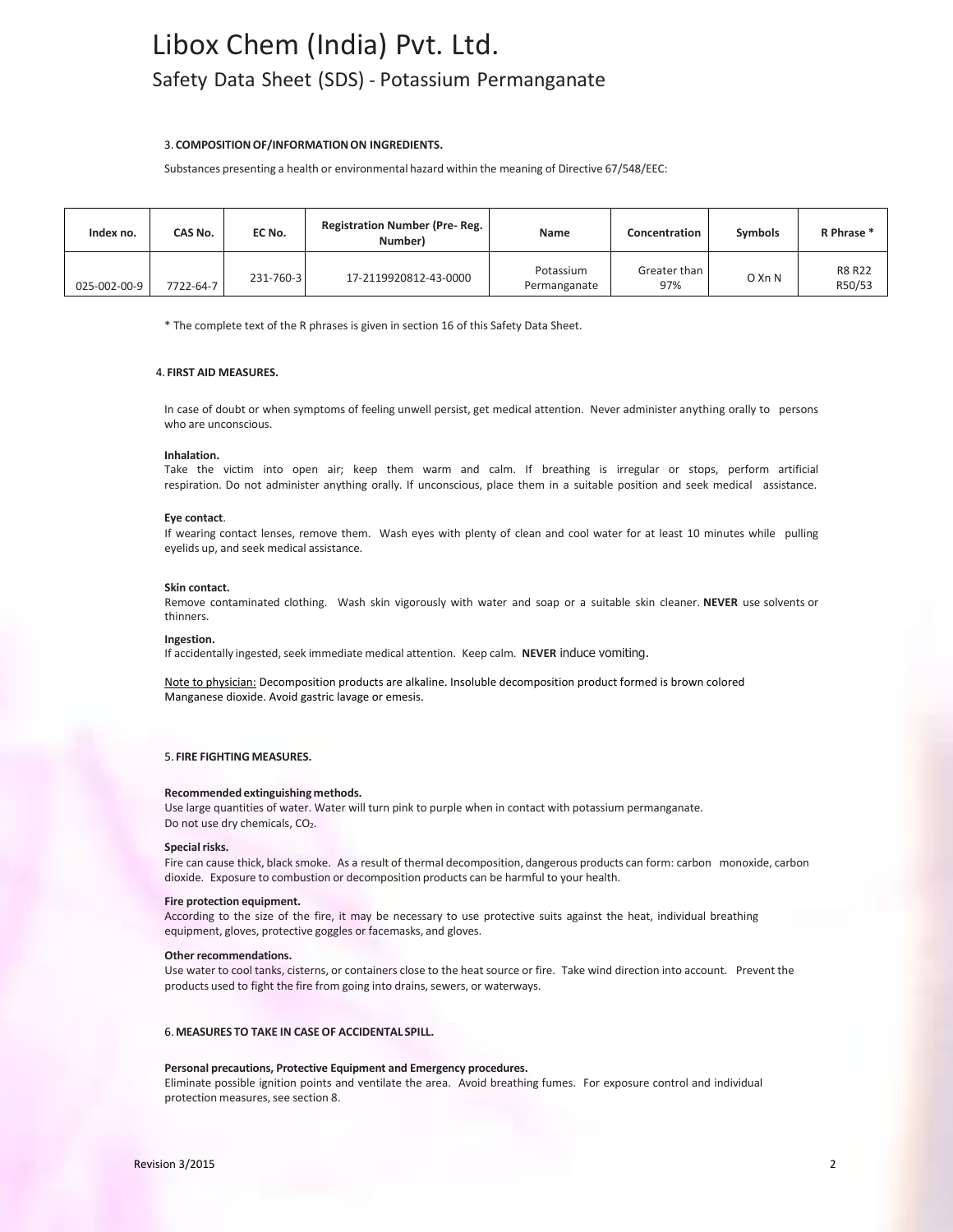# Libox Chem (India) Pvt. Ltd.

## Safety Data Sheet (SDS) - Potassium Permanganate

### 3. COMPOSITION OF/INFORMATION ON INGREDIENTS.

Substances presenting a health or environmental hazard within the meaning of Directive 67/548/EEC:

| Index no. | CAS No. | EC No. | Registration Number (Pre- Reg. Number) | Name | Concentration | Symbols | R Phrase * |
|---|---|---|---|---|---|---|---|
| 025-002-00-9 | 7722-64-7 | 231-760-3 | 17-2119920812-43-0000 | Potassium Permanganate | Greater than 97% | O Xn N | R8 R22 R50/53 |

\* The complete text of the R phrases is given in section 16 of this Safety Data Sheet.

### 4. FIRST AID MEASURES.

In case of doubt or when symptoms of feeling unwell persist, get medical attention. Never administer anything orally to persons who are unconscious.

**Inhalation.**
Take the victim into open air; keep them warm and calm. If breathing is irregular or stops, perform artificial respiration. Do not administer anything orally. If unconscious, place them in a suitable position and seek medical assistance.

**Eye contact**.
If wearing contact lenses, remove them. Wash eyes with plenty of clean and cool water for at least 10 minutes while pulling eyelids up, and seek medical assistance.

**Skin contact.**
Remove contaminated clothing. Wash skin vigorously with water and soap or a suitable skin cleaner. **NEVER** use solvents or thinners.

**Ingestion.**
If accidentally ingested, seek immediate medical attention. Keep calm. **NEVER** induce vomiting.

Note to physician: Decomposition products are alkaline. Insoluble decomposition product formed is brown colored Manganese dioxide. Avoid gastric lavage or emesis.

### 5. FIRE FIGHTING MEASURES.

**Recommended extinguishing methods.**
Use large quantities of water. Water will turn pink to purple when in contact with potassium permanganate.
Do not use dry chemicals, $CO_2$.

**Special risks.**
Fire can cause thick, black smoke. As a result of thermal decomposition, dangerous products can form: carbon monoxide, carbon dioxide. Exposure to combustion or decomposition products can be harmful to your health.

**Fire protection equipment.**
According to the size of the fire, it may be necessary to use protective suits against the heat, individual breathing equipment, gloves, protective goggles or facemasks, and gloves.

**Other recommendations.**
Use water to cool tanks, cisterns, or containers close to the heat source or fire. Take wind direction into account. Prevent the products used to fight the fire from going into drains, sewers, or waterways.

### 6. MEASURES TO TAKE IN CASE OF ACCIDENTAL SPILL.

**Personal precautions, Protective Equipment and Emergency procedures.**
Eliminate possible ignition points and ventilate the area. Avoid breathing fumes. For exposure control and individual protection measures, see section 8.

Revision 3/2015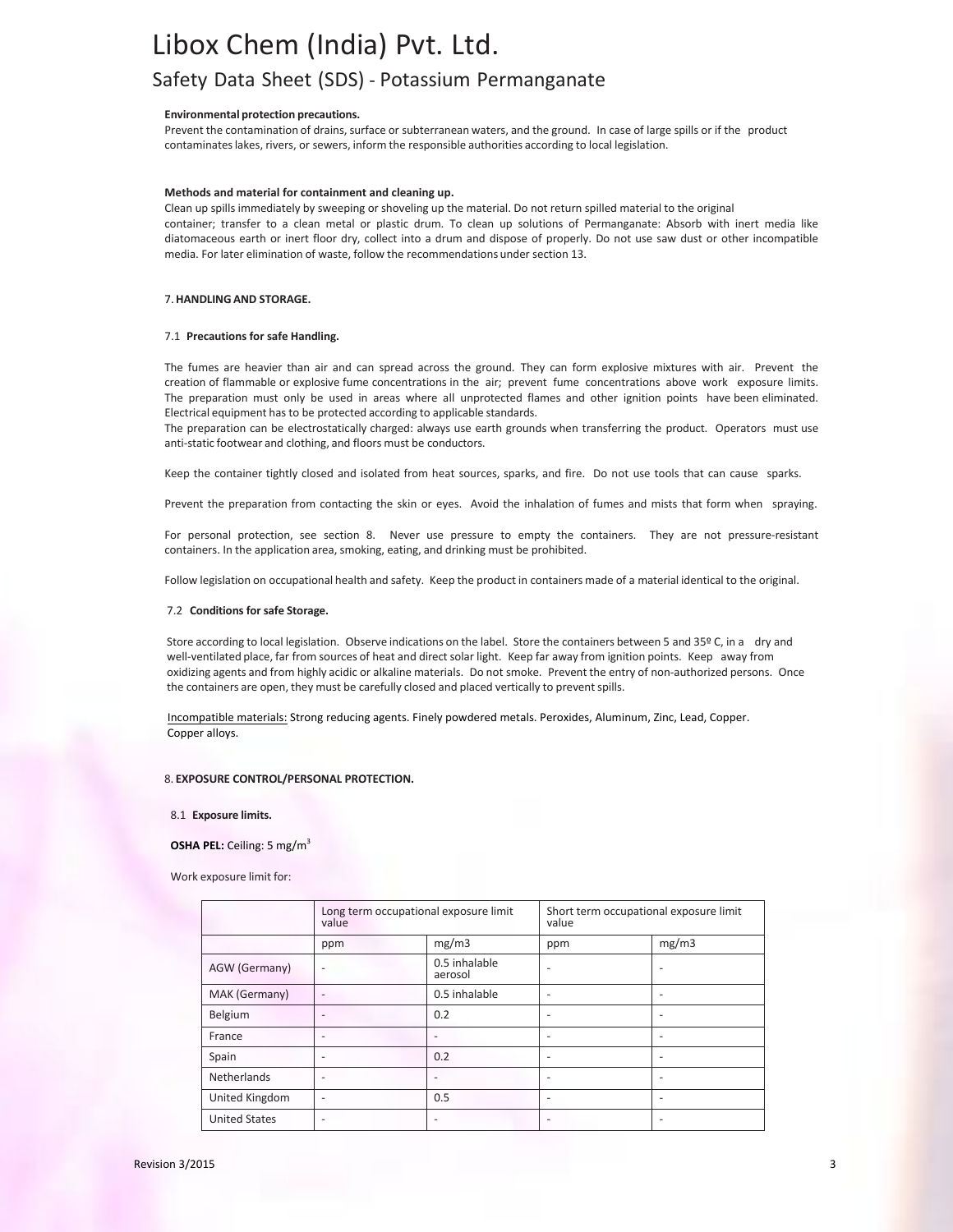**Environmental protection precautions.**

Prevent the contamination of drains, surface or subterranean waters, and the ground. In case of large spills or if the product contaminates lakes, rivers, or sewers, inform the responsible authorities according to local legislation.

**Methods and material for containment and cleaning up.**

Clean up spills immediately by sweeping or shoveling up the material. Do not return spilled material to the original container; transfer to a clean metal or plastic drum. To clean up solutions of Permanganate: Absorb with inert media like diatomaceous earth or inert floor dry, collect into a drum and dispose of properly. Do not use saw dust or other incompatible media. For later elimination of waste, follow the recommendations under section 13.

## 7. HANDLING AND STORAGE.

### 7.1 Precautions for safe Handling.

The fumes are heavier than air and can spread across the ground. They can form explosive mixtures with air. Prevent the creation of flammable or explosive fume concentrations in the air; prevent fume concentrations above work exposure limits. The preparation must only be used in areas where all unprotected flames and other ignition points have been eliminated. Electrical equipment has to be protected according to applicable standards.

The preparation can be electrostatically charged: always use earth grounds when transferring the product. Operators must use anti-static footwear and clothing, and floors must be conductors.

Keep the container tightly closed and isolated from heat sources, sparks, and fire. Do not use tools that can cause sparks.

Prevent the preparation from contacting the skin or eyes. Avoid the inhalation of fumes and mists that form when spraying.

For personal protection, see section 8. Never use pressure to empty the containers. They are not pressure-resistant containers. In the application area, smoking, eating, and drinking must be prohibited.

Follow legislation on occupational health and safety. Keep the product in containers made of a material identical to the original.

### 7.2 Conditions for safe Storage.

Store according to local legislation. Observe indications on the label. Store the containers between 5 and 35º C, in a dry and well-ventilated place, far from sources of heat and direct solar light. Keep far away from ignition points. Keep away from oxidizing agents and from highly acidic or alkaline materials. Do not smoke. Prevent the entry of non-authorized persons. Once the containers are open, they must be carefully closed and placed vertically to prevent spills.

Incompatible materials: Strong reducing agents. Finely powdered metals. Peroxides, Aluminum, Zinc, Lead, Copper. Copper alloys.

## 8. EXPOSURE CONTROL/PERSONAL PROTECTION.

### 8.1 Exposure limits.

**OSHA PEL:** Ceiling: 5 mg/m$^3$

Work exposure limit for:

| | Long term occupational exposure limit value | | Short term occupational exposure limit value | |
|---|---|---|---|---|
| | ppm | mg/m3 | ppm | mg/m3 |
| AGW (Germany) | - | 0.5 inhalable aerosol | - | - |
| MAK (Germany) | - | 0.5 inhalable | - | - |
| Belgium | - | 0.2 | - | - |
| France | - | - | - | - |
| Spain | - | 0.2 | - | - |
| Netherlands | - | - | - | - |
| United Kingdom | - | 0.5 | - | - |
| United States | - | - | - | - |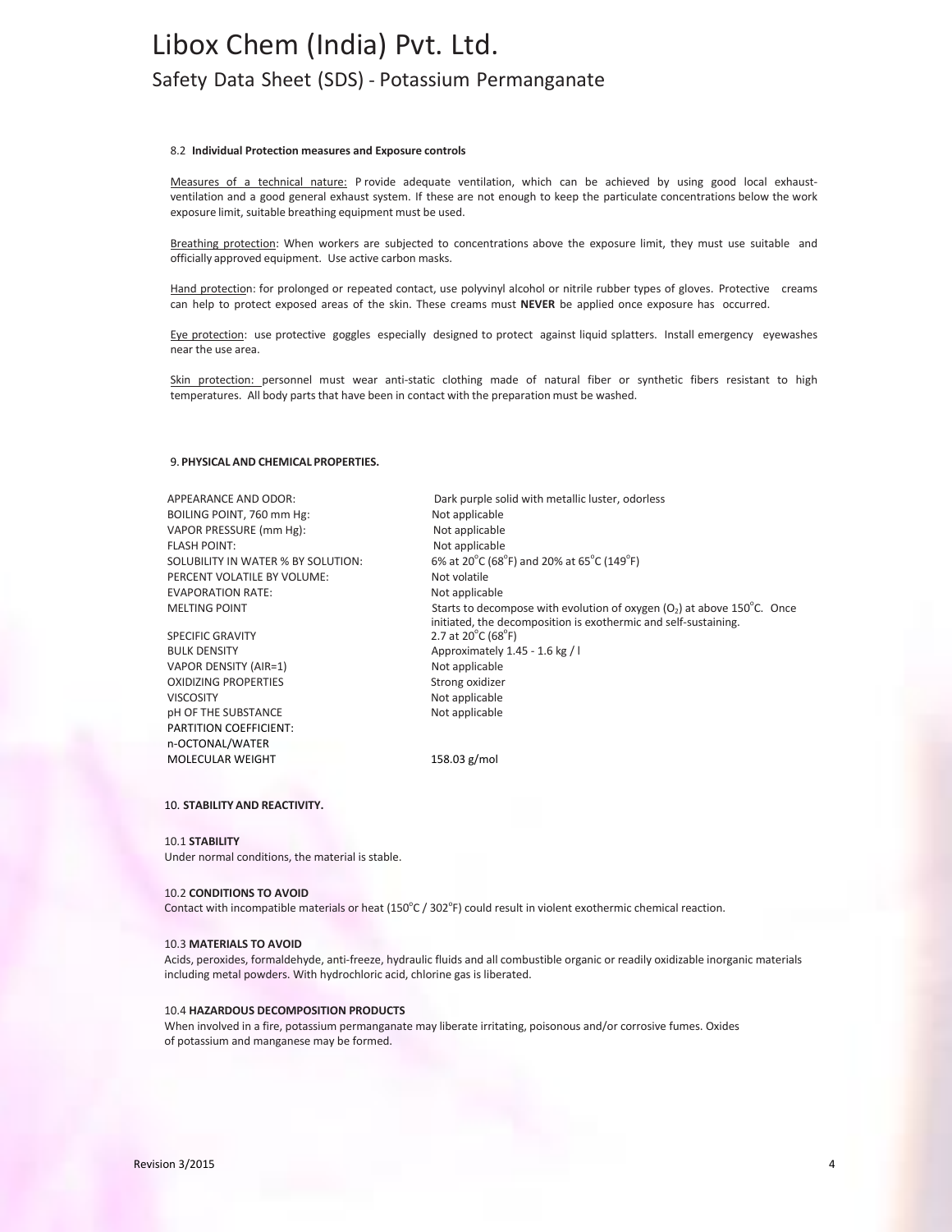#### 8.2 **Individual Protection measures and Exposure controls**

Measures of a technical nature: P rovide adequate ventilation, which can be achieved by using good local exhaust-ventilation and a good general exhaust system. If these are not enough to keep the particulate concentrations below the work exposure limit, suitable breathing equipment must be used.

Breathing protection: When workers are subjected to concentrations above the exposure limit, they must use suitable and officially approved equipment. Use active carbon masks.

Hand protection: for prolonged or repeated contact, use polyvinyl alcohol or nitrile rubber types of gloves. Protective creams can help to protect exposed areas of the skin. These creams must **NEVER** be applied once exposure has occurred.

Eye protection: use protective goggles especially designed to protect against liquid splatters. Install emergency eyewashes near the use area.

Skin protection: personnel must wear anti-static clothing made of natural fiber or synthetic fibers resistant to high temperatures. All body parts that have been in contact with the preparation must be washed.

## 9. **PHYSICAL AND CHEMICAL PROPERTIES.**

| | |
|---|---|
| APPEARANCE AND ODOR: | Dark purple solid with metallic luster, odorless |
| BOILING POINT, 760 mm Hg: | Not applicable |
| VAPOR PRESSURE (mm Hg): | Not applicable |
| FLASH POINT: | Not applicable |
| SOLUBILITY IN WATER % BY SOLUTION: | 6% at 20°C (68°F) and 20% at 65°C (149°F) |
| PERCENT VOLATILE BY VOLUME: | Not volatile |
| EVAPORATION RATE: | Not applicable |
| MELTING POINT | Starts to decompose with evolution of oxygen ($O_2$) at above 150°C. Once initiated, the decomposition is exothermic and self-sustaining. |
| SPECIFIC GRAVITY | 2.7 at 20°C (68°F) |
| BULK DENSITY | Approximately 1.45 - 1.6 kg / l |
| VAPOR DENSITY (AIR=1) | Not applicable |
| OXIDIZING PROPERTIES | Strong oxidizer |
| VISCOSITY | Not applicable |
| pH OF THE SUBSTANCE | Not applicable |
| PARTITION COEFFICIENT: n-OCTONAL/WATER | |
| MOLECULAR WEIGHT | 158.03 g/mol |

## 10. **STABILITY AND REACTIVITY.**

### 10.1 **STABILITY**

Under normal conditions, the material is stable.

### 10.2 **CONDITIONS TO AVOID**

Contact with incompatible materials or heat (150°C / 302°F) could result in violent exothermic chemical reaction.

### 10.3 **MATERIALS TO AVOID**

Acids, peroxides, formaldehyde, anti-freeze, hydraulic fluids and all combustible organic or readily oxidizable inorganic materials including metal powders. With hydrochloric acid, chlorine gas is liberated.

### 10.4 **HAZARDOUS DECOMPOSITION PRODUCTS**

When involved in a fire, potassium permanganate may liberate irritating, poisonous and/or corrosive fumes. Oxides of potassium and manganese may be formed.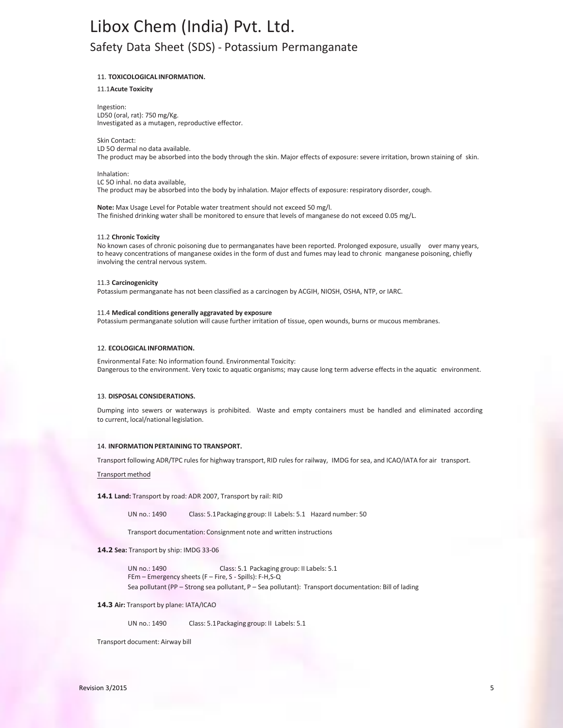# Libox Chem (India) Pvt. Ltd.

## Safety Data Sheet (SDS) - Potassium Permanganate

### 11. TOXICOLOGICAL INFORMATION.

#### 11.1 Acute Toxicity

Ingestion:
LD50 (oral, rat): 750 mg/Kg.
Investigated as a mutagen, reproductive effector.

Skin Contact:
LD 5O dermal no data available.
The product may be absorbed into the body through the skin. Major effects of exposure: severe irritation, brown staining of skin.

Inhalation:
LC 5O inhal. no data available,
The product may be absorbed into the body by inhalation. Major effects of exposure: respiratory disorder, cough.

**Note:** Max Usage Level for Potable water treatment should not exceed 50 mg/l.
The finished drinking water shall be monitored to ensure that levels of manganese do not exceed 0.05 mg/L.

#### 11.2 Chronic Toxicity

No known cases of chronic poisoning due to permanganates have been reported. Prolonged exposure, usually over many years, to heavy concentrations of manganese oxides in the form of dust and fumes may lead to chronic manganese poisoning, chiefly involving the central nervous system.

#### 11.3 Carcinogenicity

Potassium permanganate has not been classified as a carcinogen by ACGIH, NIOSH, OSHA, NTP, or IARC.

#### 11.4 Medical conditions generally aggravated by exposure

Potassium permanganate solution will cause further irritation of tissue, open wounds, burns or mucous membranes.

### 12. ECOLOGICAL INFORMATION.

Environmental Fate: No information found. Environmental Toxicity:
Dangerous to the environment. Very toxic to aquatic organisms; may cause long term adverse effects in the aquatic environment.

### 13. DISPOSAL CONSIDERATIONS.

Dumping into sewers or waterways is prohibited. Waste and empty containers must be handled and eliminated according to current, local/national legislation.

### 14. INFORMATION PERTAINING TO TRANSPORT.

Transport following ADR/TPC rules for highway transport, RID rules for railway, IMDG for sea, and ICAO/IATA for air transport.

Transport method

**14.1 Land:** Transport by road: ADR 2007, Transport by rail: RID

UN no.: 1490 Class: 5.1 Packaging group: II Labels: 5.1 Hazard number: 50

Transport documentation: Consignment note and written instructions

**14.2 Sea:** Transport by ship: IMDG 33-06

UN no.: 1490 Class: 5.1 Packaging group: II Labels: 5.1
FEm – Emergency sheets (F – Fire, S - Spills): F-H,S-Q
Sea pollutant (PP – Strong sea pollutant, P – Sea pollutant): Transport documentation: Bill of lading

**14.3 Air:** Transport by plane: IATA/ICAO

UN no.: 1490 Class: 5.1 Packaging group: II Labels: 5.1

Transport document: Airway bill

Revision 3/2015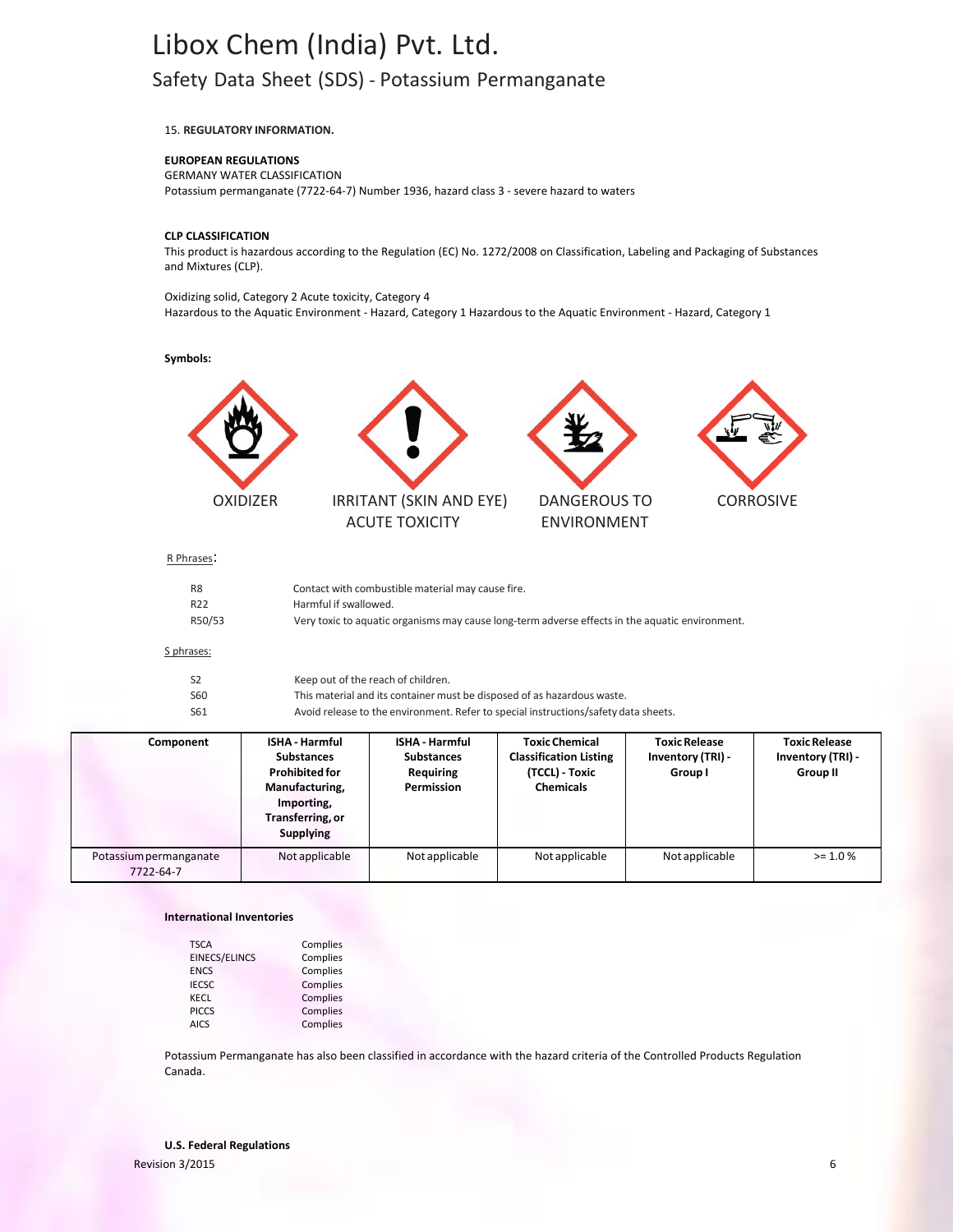# Libox Chem (India) Pvt. Ltd.

## Safety Data Sheet (SDS) - Potassium Permanganate

15. **REGULATORY INFORMATION.**

**EUROPEAN REGULATIONS**

GERMANY WATER CLASSIFICATION

Potassium permanganate (7722-64-7) Number 1936, hazard class 3 - severe hazard to waters

**CLP CLASSIFICATION**

This product is hazardous according to the Regulation (EC) No. 1272/2008 on Classification, Labeling and Packaging of Substances and Mixtures (CLP).

Oxidizing solid, Category 2 Acute toxicity, Category 4

Hazardous to the Aquatic Environment - Hazard, Category 1 Hazardous to the Aquatic Environment - Hazard, Category 1

**Symbols:**

OXIDIZER | IRRITANT (SKIN AND EYE) ACUTE TOXICITY | DANGEROUS TO ENVIRONMENT | CORROSIVE

R Phrases:

| | |
|---|---|
| R8 | Contact with combustible material may cause fire. |
| R22 | Harmful if swallowed. |
| R50/53 | Very toxic to aquatic organisms may cause long-term adverse effects in the aquatic environment. |

S phrases:

| | |
|---|---|
| S2 | Keep out of the reach of children. |
| S60 | This material and its container must be disposed of as hazardous waste. |
| S61 | Avoid release to the environment. Refer to special instructions/safety data sheets. |

| Component | ISHA - Harmful Substances Prohibited for Manufacturing, Importing, Transferring, or Supplying | ISHA - Harmful Substances Requiring Permission | Toxic Chemical Classification Listing (TCCL) - Toxic Chemicals | Toxic Release Inventory (TRI) - Group I | Toxic Release Inventory (TRI) - Group II |
|---|---|---|---|---|---|
| Potassium permanganate 7722-64-7 | Not applicable | Not applicable | Not applicable | Not applicable | >= 1.0 % |

**International Inventories**

| | |
|---|---|
| TSCA | Complies |
| EINECS/ELINCS | Complies |
| ENCS | Complies |
| IECSC | Complies |
| KECL | Complies |
| PICCS | Complies |
| AICS | Complies |

Potassium Permanganate has also been classified in accordance with the hazard criteria of the Controlled Products Regulation Canada.

**U.S. Federal Regulations**

Revision 3/2015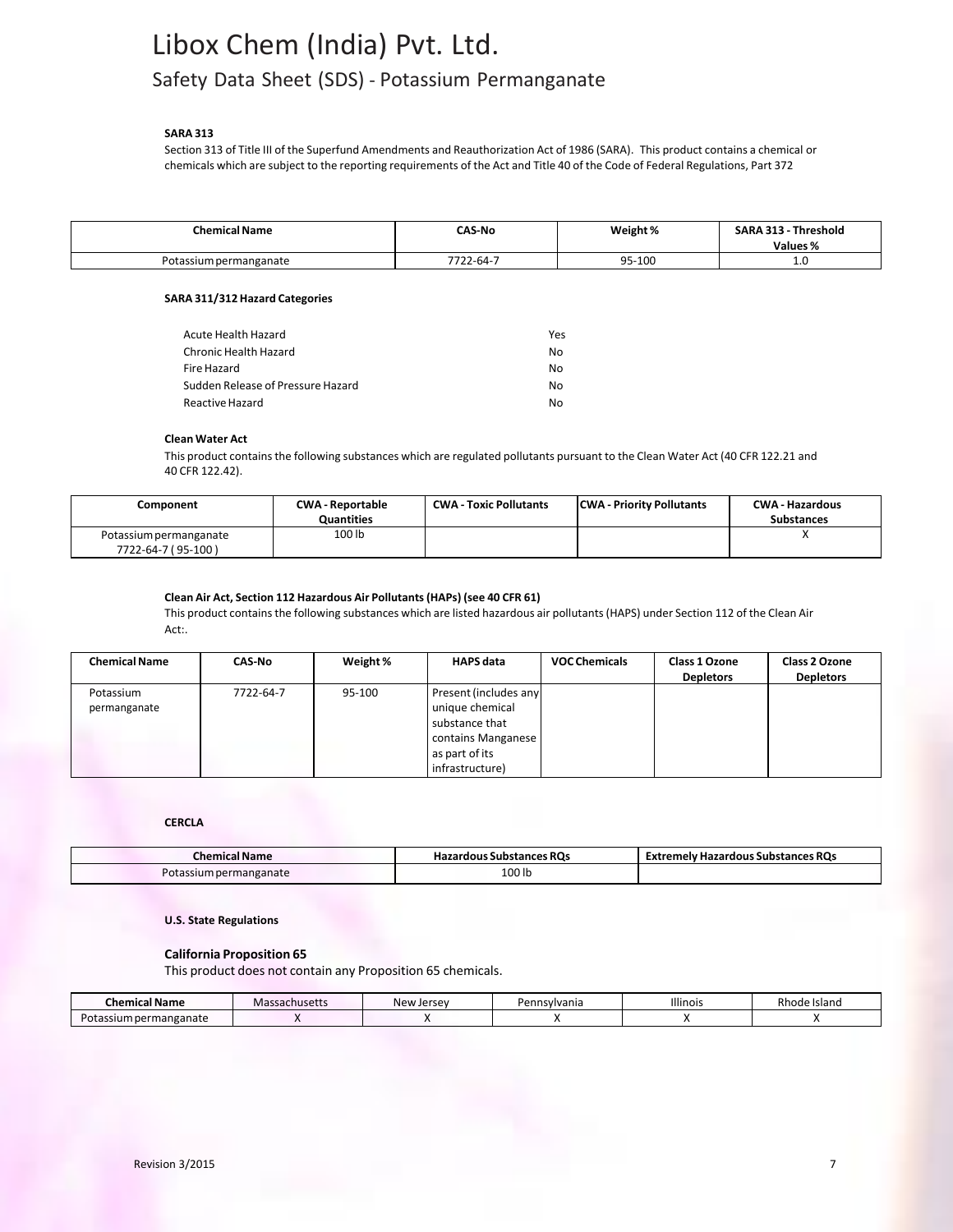**SARA 313**

Section 313 of Title III of the Superfund Amendments and Reauthorization Act of 1986 (SARA). This product contains a chemical or chemicals which are subject to the reporting requirements of the Act and Title 40 of the Code of Federal Regulations, Part 372

| Chemical Name | CAS-No | Weight % | SARA 313 - Threshold Values % |
|---|---|---|---|
| Potassium permanganate | 7722-64-7 | 95-100 | 1.0 |

**SARA 311/312 Hazard Categories**

| | |
|---|---|
| Acute Health Hazard | Yes |
| Chronic Health Hazard | No |
| Fire Hazard | No |
| Sudden Release of Pressure Hazard | No |
| Reactive Hazard | No |

**Clean Water Act**

This product contains the following substances which are regulated pollutants pursuant to the Clean Water Act (40 CFR 122.21 and 40 CFR 122.42).

| Component | CWA - Reportable Quantities | CWA - Toxic Pollutants | CWA - Priority Pollutants | CWA - Hazardous Substances |
|---|---|---|---|---|
| Potassium permanganate 7722-64-7 ( 95-100 ) | 100 lb | | | X |

**Clean Air Act, Section 112 Hazardous Air Pollutants (HAPs) (see 40 CFR 61)**

This product contains the following substances which are listed hazardous air pollutants (HAPS) under Section 112 of the Clean Air Act:.

| Chemical Name | CAS-No | Weight % | HAPS data | VOC Chemicals | Class 1 Ozone Depletors | Class 2 Ozone Depletors |
|---|---|---|---|---|---|---|
| Potassium permanganate | 7722-64-7 | 95-100 | Present (includes any unique chemical substance that contains Manganese as part of its infrastructure) | | | |

**CERCLA**

| Chemical Name | Hazardous Substances RQs | Extremely Hazardous Substances RQs |
|---|---|---|
| Potassium permanganate | 100 lb | |

**U.S. State Regulations**

**California Proposition 65**

This product does not contain any Proposition 65 chemicals.

| Chemical Name | Massachusetts | New Jersey | Pennsylvania | Illinois | Rhode Island |
|---|---|---|---|---|---|
| Potassium permanganate | X | X | X | X | X |

Revision 3/2015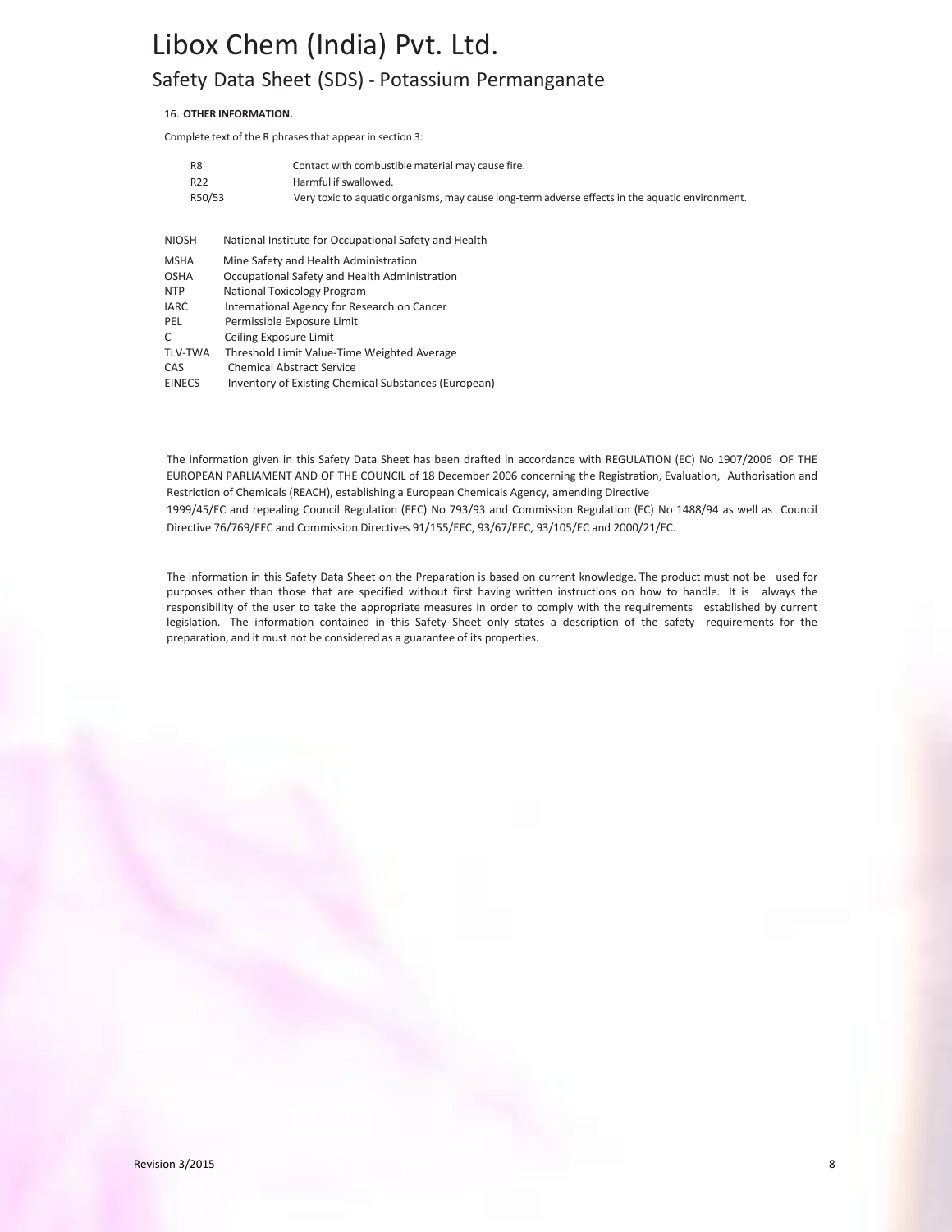## 16. OTHER INFORMATION.

Complete text of the R phrases that appear in section 3:

| | |
|---|---|
| R8 | Contact with combustible material may cause fire. |
| R22 | Harmful if swallowed. |
| R50/53 | Very toxic to aquatic organisms, may cause long-term adverse effects in the aquatic environment. |

| | |
|---|---|
| NIOSH | National Institute for Occupational Safety and Health |
| MSHA | Mine Safety and Health Administration |
| OSHA | Occupational Safety and Health Administration |
| NTP | National Toxicology Program |
| IARC | International Agency for Research on Cancer |
| PEL | Permissible Exposure Limit |
| C | Ceiling Exposure Limit |
| TLV-TWA | Threshold Limit Value-Time Weighted Average |
| CAS | Chemical Abstract Service |
| EINECS | Inventory of Existing Chemical Substances (European) |

The information given in this Safety Data Sheet has been drafted in accordance with REGULATION (EC) No 1907/2006 OF THE EUROPEAN PARLIAMENT AND OF THE COUNCIL of 18 December 2006 concerning the Registration, Evaluation, Authorisation and Restriction of Chemicals (REACH), establishing a European Chemicals Agency, amending Directive 1999/45/EC and repealing Council Regulation (EEC) No 793/93 and Commission Regulation (EC) No 1488/94 as well as Council Directive 76/769/EEC and Commission Directives 91/155/EEC, 93/67/EEC, 93/105/EC and 2000/21/EC.

The information in this Safety Data Sheet on the Preparation is based on current knowledge. The product must not be used for purposes other than those that are specified without first having written instructions on how to handle. It is always the responsibility of the user to take the appropriate measures in order to comply with the requirements established by current legislation. The information contained in this Safety Sheet only states a description of the safety requirements for the preparation, and it must not be considered as a guarantee of its properties.